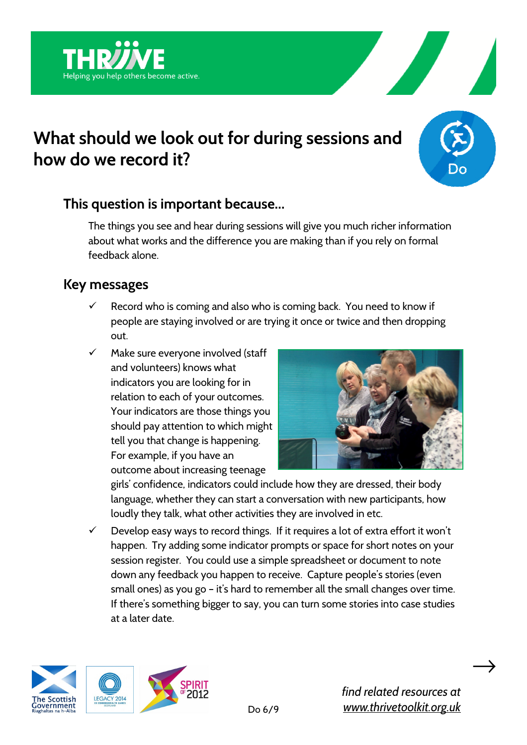# What should we look out for during sessions and how do we record it?

## This question is important because…

The things you see and hear during sessions will give you much richer information about what works and the difference you are making than if you rely on formal feedback alone.

## Key messages

- ✓ Record who is coming and also who is coming back. You need to know if people are staying involved or are trying it once or twice and then dropping out.
- ✓ Make sure everyone involved (staff and volunteers) knows what indicators you are looking for in relation to each of your outcomes. Your indicators are those things you should pay attention to which might tell you that change is happening. For example, if you have an outcome about increasing teenage girls' confidence, indicators could include how they are dressed, their body language, whether they can start a conversation with new participants, how loudly they talk, what other activities they are involved in etc.
- ✓ Develop easy ways to record things. If it requires a lot of extra effort it won't happen. Try adding some indicator prompts or space for short notes on your session register. You could use a simple spreadsheet or document to note down any feedback you happen to receive. Capture people's stories (even small ones) as you go – it's hard to remember all the small changes over time. If there's something bigger to say, you can turn some stories into case studies at a later date.

*find related resources at [www.thrivetoolkit.org.uk](http://www.thrivetoolkit.org.uk)*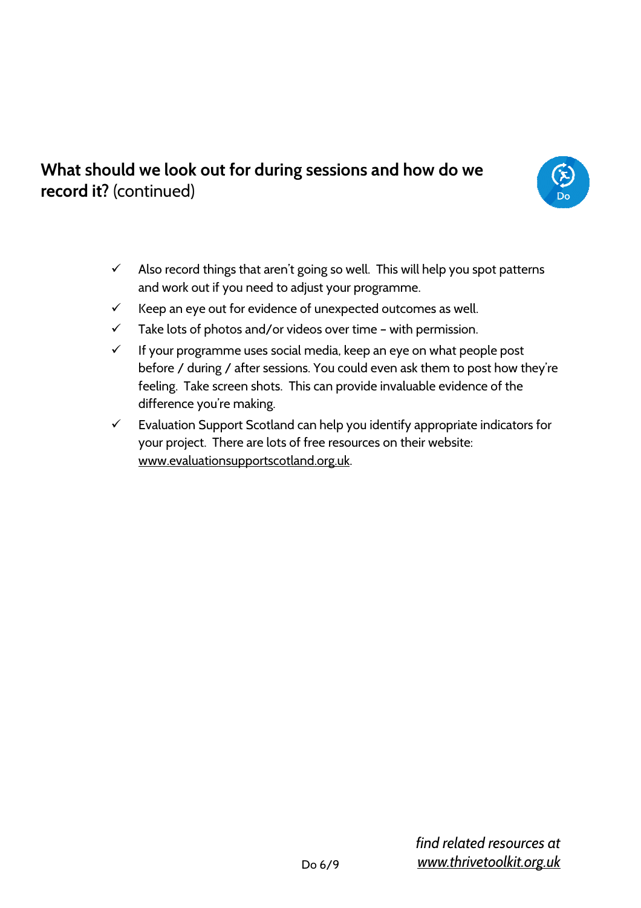## **What should we look out for during sessions and how do we record it?** (continued)

- ✓ Also record things that aren't going so well. This will help you spot patterns and work out if you need to adjust your programme.
- ✓ Keep an eye out for evidence of unexpected outcomes as well.
- ✓ Take lots of photos and/or videos over time – with permission.
- ✓ If your programme uses social media, keep an eye on what people post before / during / after sessions. You could even ask them to post how they're feeling. Take screen shots. This can provide invaluable evidence of the difference you're making.
- ✓ Evaluation Support Scotland can help you identify appropriate indicators for your project. There are lots of free resources on their website: www.evaluationsupportscotland.org.uk.

*find related resources at www.thrivetoolkit.org.uk*